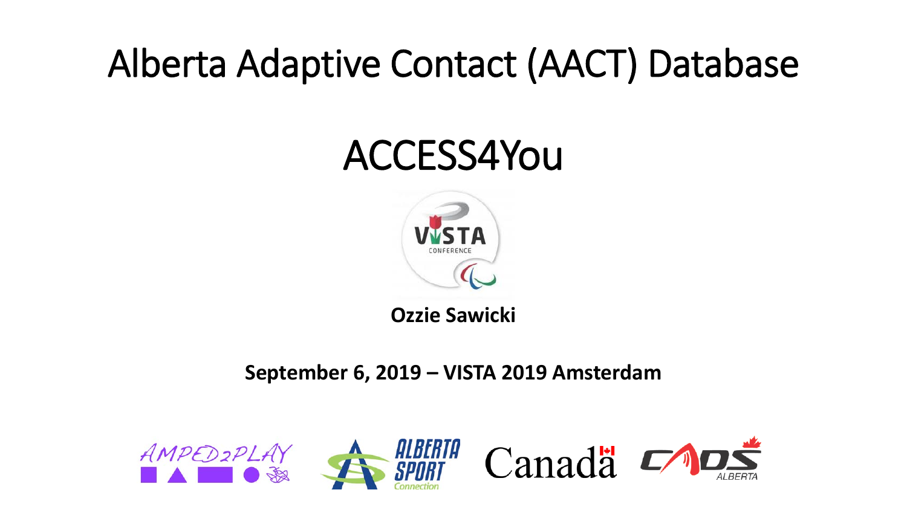# Alberta Adaptive Contact (AACT) Database

## ACCESS4You

**Ozzie Sawicki**

**September 6, 2019 – VISTA 2019 Amsterdam**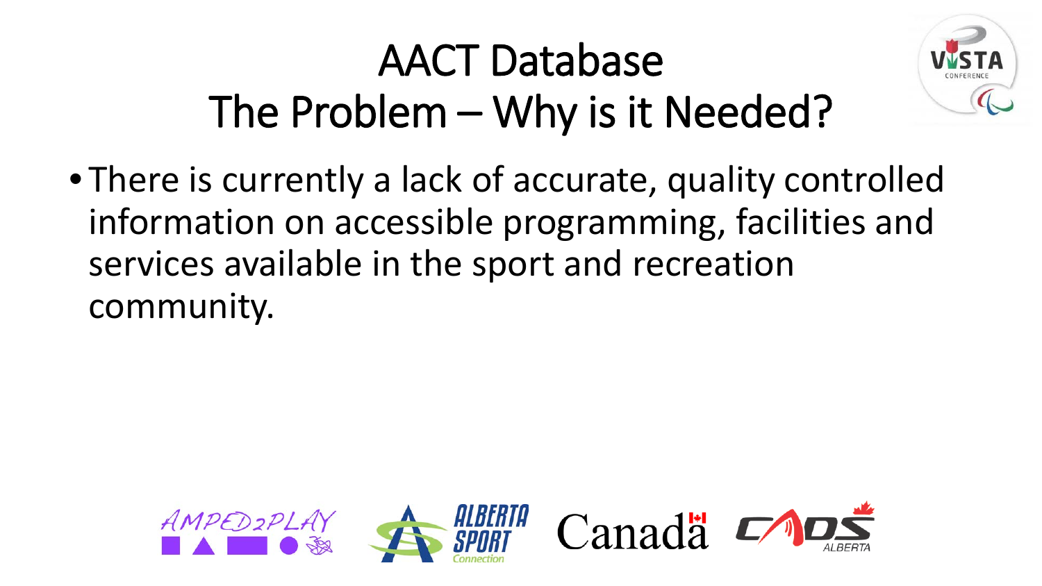# AACT Database
# The Problem – Why is it Needed?

- There is currently a lack of accurate, quality controlled information on accessible programming, facilities and services available in the sport and recreation community.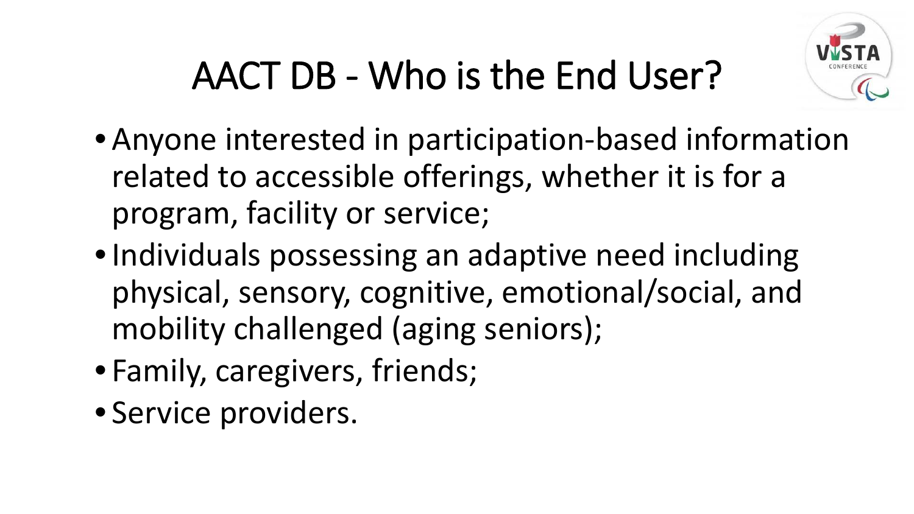# AACT DB - Who is the End User?

- Anyone interested in participation-based information related to accessible offerings, whether it is for a program, facility or service;
- Individuals possessing an adaptive need including physical, sensory, cognitive, emotional/social, and mobility challenged (aging seniors);
- Family, caregivers, friends;
- Service providers.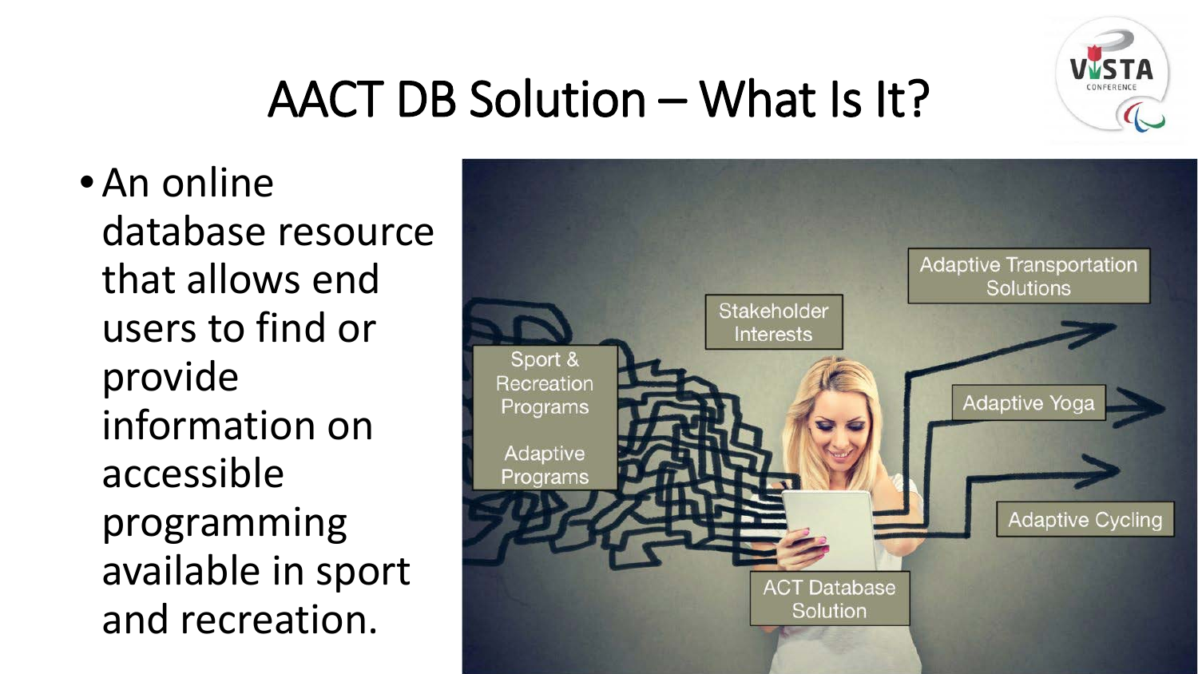# AACT DB Solution – What Is It?

- An online database resource that allows end users to find or provide information on accessible programming available in sport and recreation.

Sport & Recreation Programs

Adaptive Programs

Stakeholder Interests

Adaptive Transportation Solutions

Adaptive Yoga

Adaptive Cycling

ACT Database Solution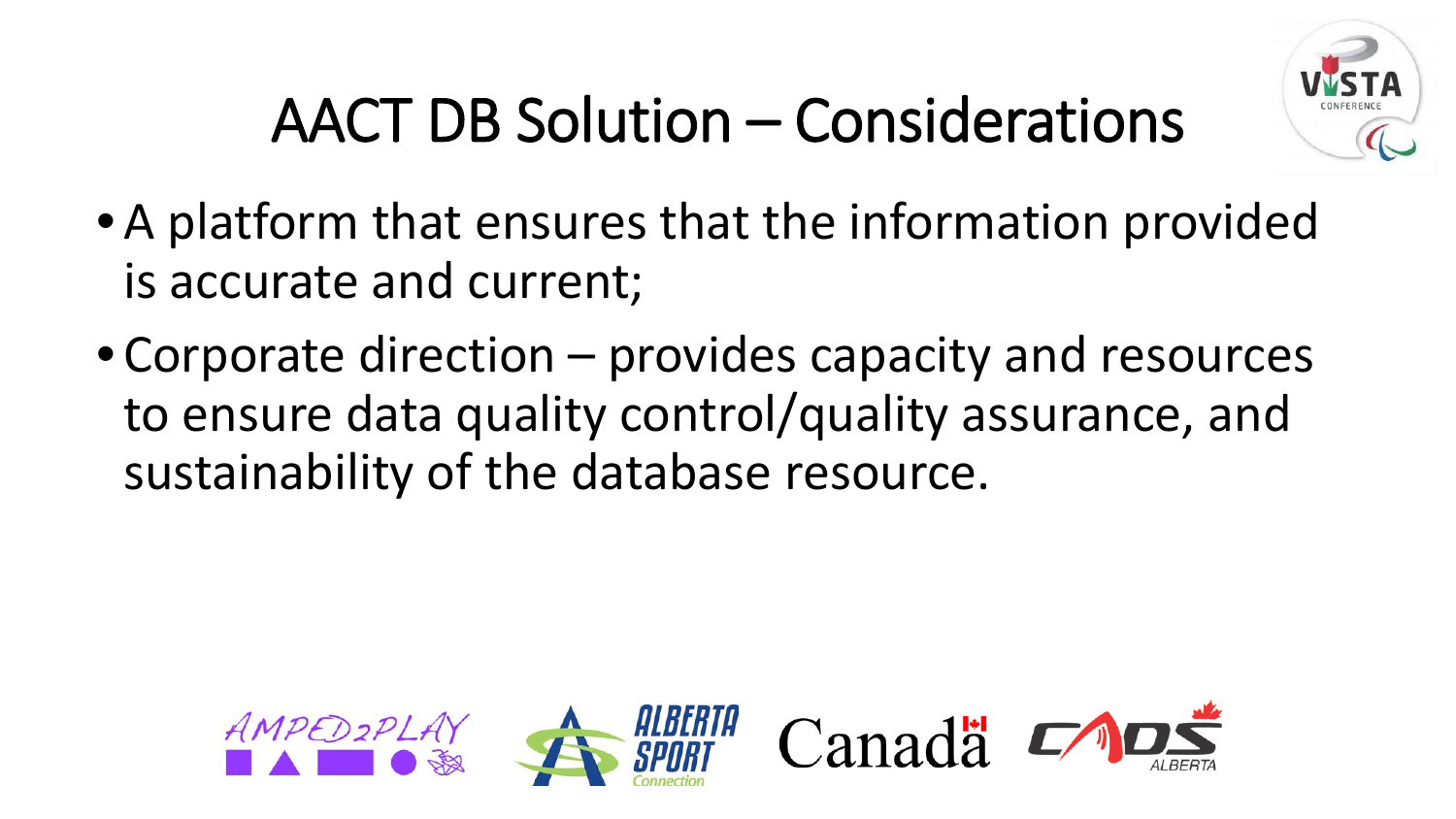# AACT DB Solution – Considerations

- A platform that ensures that the information provided is accurate and current;
- Corporate direction – provides capacity and resources to ensure data quality control/quality assurance, and sustainability of the database resource.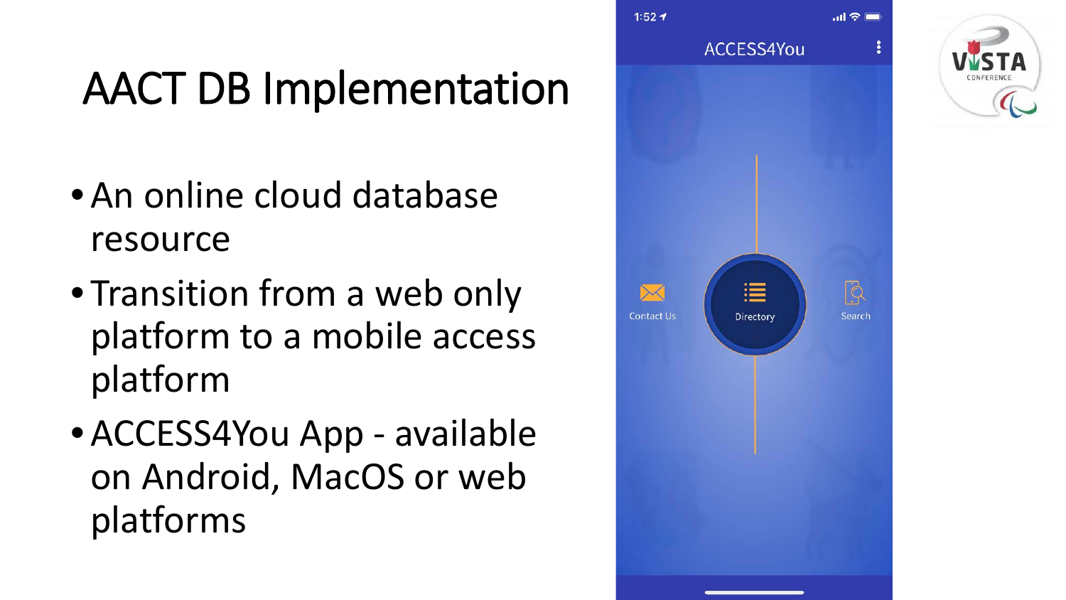# AACT DB Implementation

- An online cloud database resource
- Transition from a web only platform to a mobile access platform
- ACCESS4You App - available on Android, MacOS or web platforms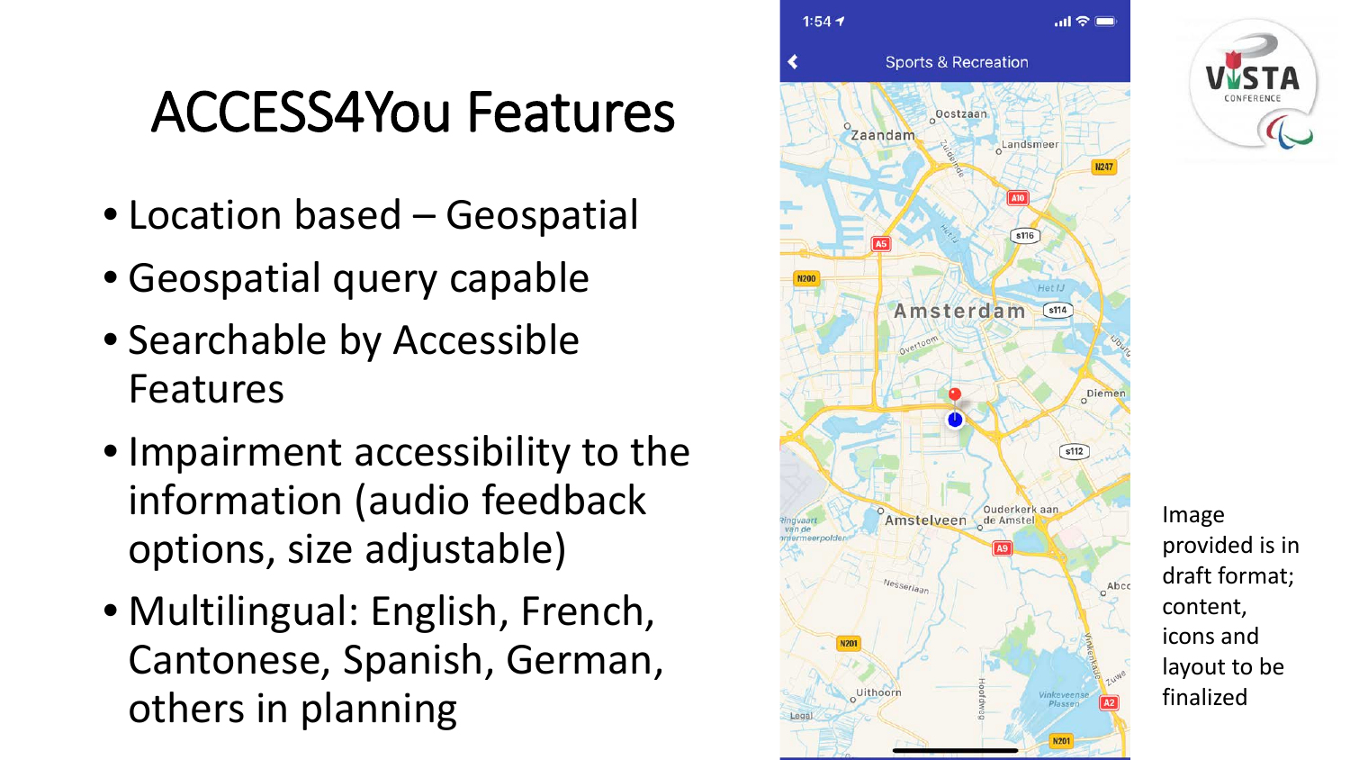# ACCESS4You Features

- Location based – Geospatial
- Geospatial query capable
- Searchable by Accessible Features
- Impairment accessibility to the information (audio feedback options, size adjustable)
- Multilingual: English, French, Cantonese, Spanish, German, others in planning

Image provided is in draft format; content, icons and layout to be finalized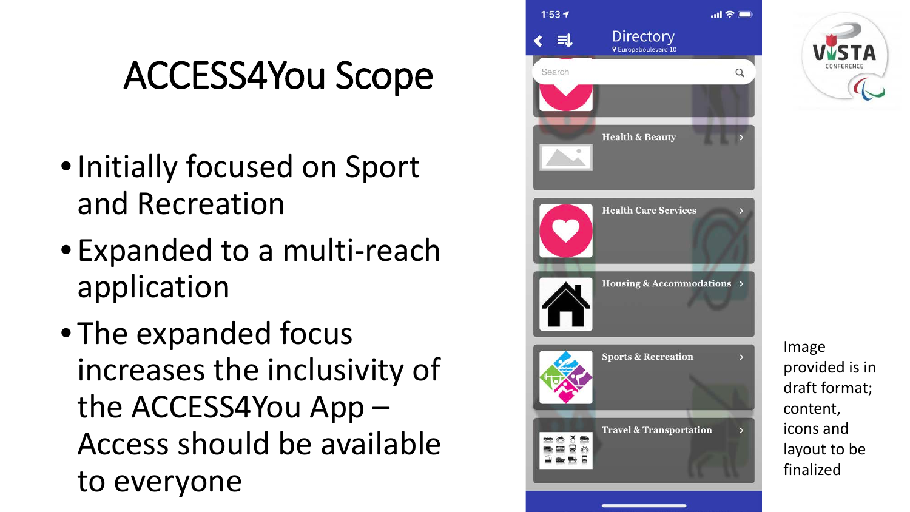# ACCESS4You Scope

- Initially focused on Sport and Recreation
- Expanded to a multi-reach application
- The expanded focus increases the inclusivity of the ACCESS4You App – Access should be available to everyone

Image provided is in draft format; content, icons and layout to be finalized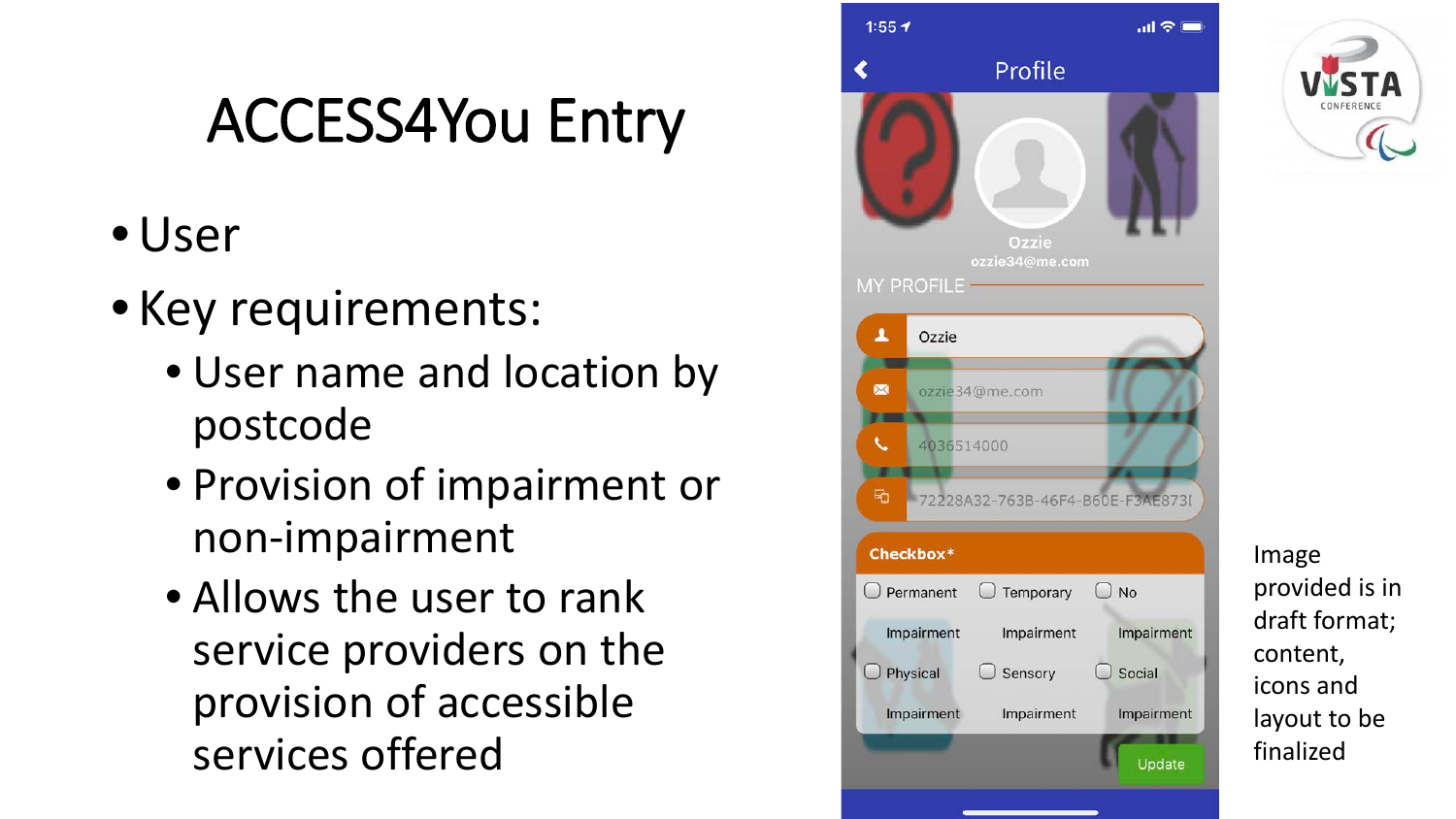# ACCESS4You Entry

- User
- Key requirements:
  - User name and location by postcode
  - Provision of impairment or non-impairment
  - Allows the user to rank service providers on the provision of accessible services offered

Image provided is in draft format; content, icons and layout to be finalized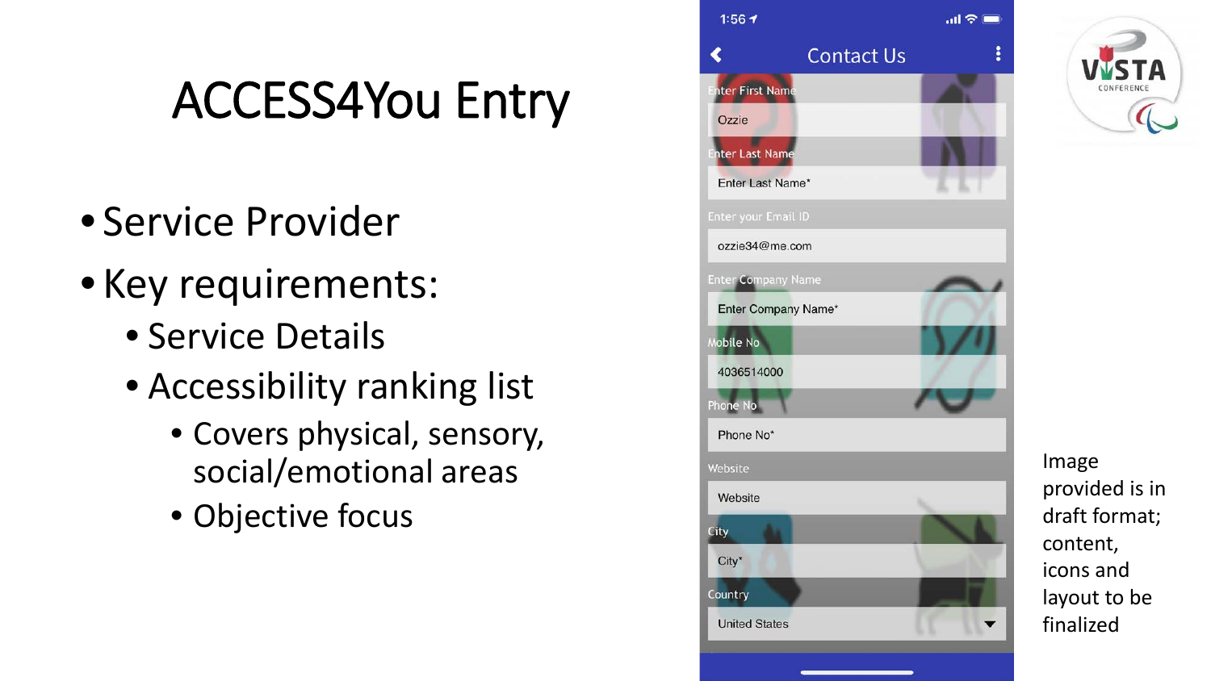# ACCESS4You Entry

- Service Provider
- Key requirements:
  - Service Details
  - Accessibility ranking list
    - Covers physical, sensory, social/emotional areas
    - Objective focus

Contact Us

Enter First Name

Ozzie

Enter Last Name

Enter Last Name*

Enter your Email ID

ozzie34@me.com

Enter Company Name

Enter Company Name*

Mobile No

4036514000

Phone No

Phone No*

Website

Website

City

City*

Country

United States

Image provided is in draft format; content, icons and layout to be finalized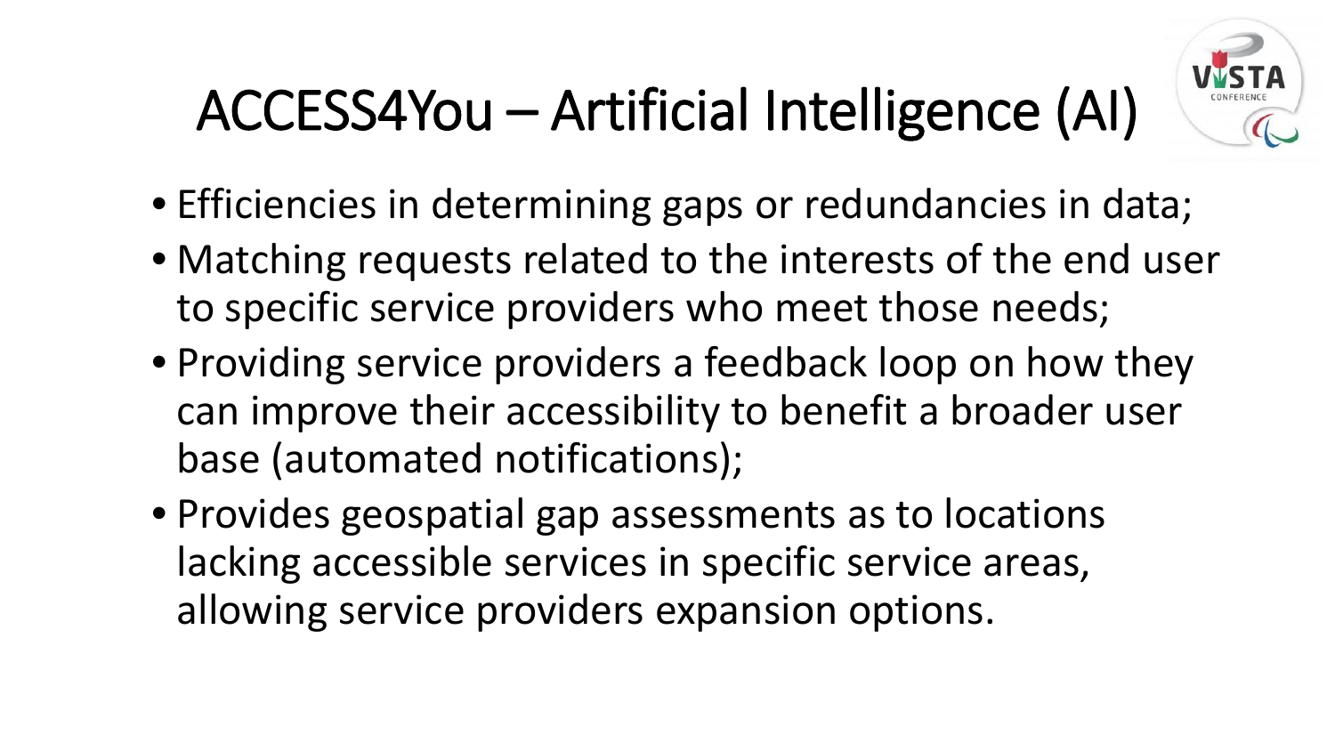# ACCESS4You – Artificial Intelligence (AI)

- Efficiencies in determining gaps or redundancies in data;
- Matching requests related to the interests of the end user to specific service providers who meet those needs;
- Providing service providers a feedback loop on how they can improve their accessibility to benefit a broader user base (automated notifications);
- Provides geospatial gap assessments as to locations lacking accessible services in specific service areas, allowing service providers expansion options.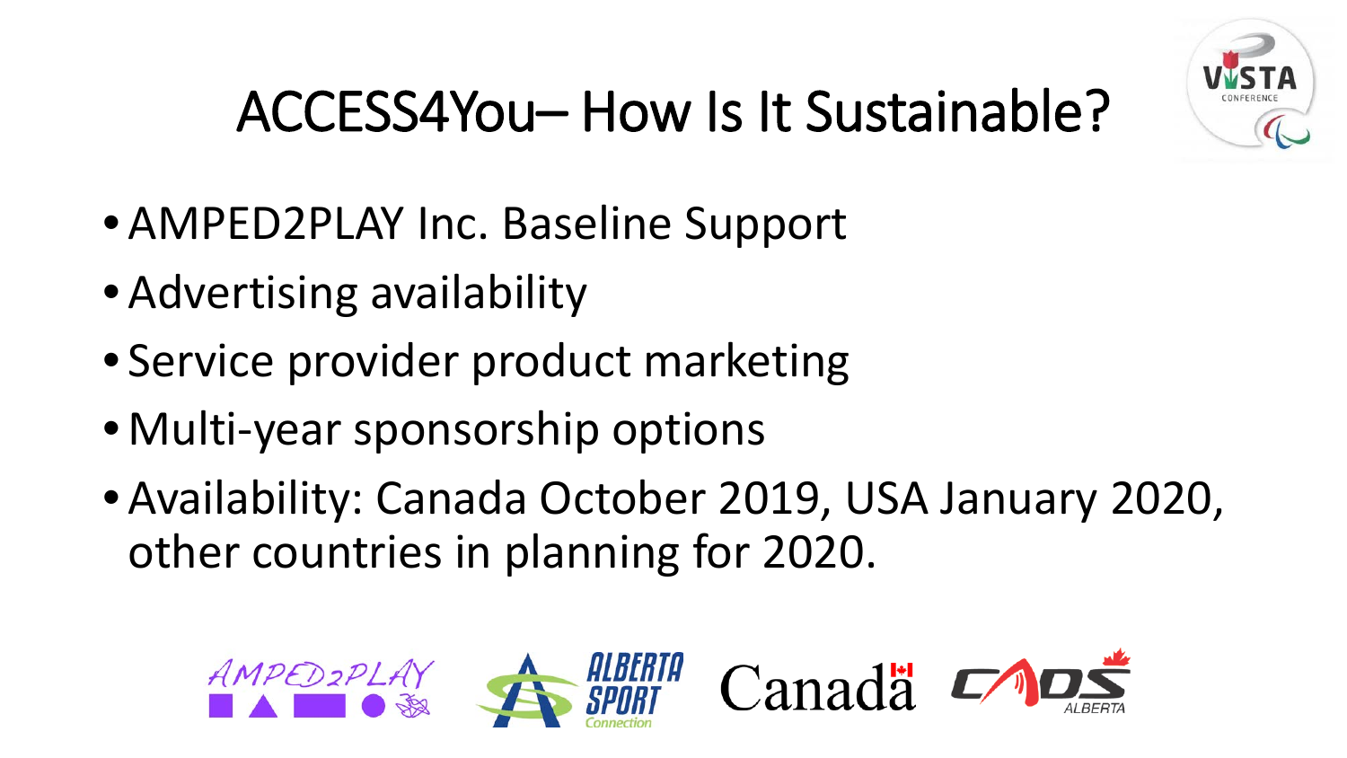# ACCESS4You– How Is It Sustainable?

- AMPED2PLAY Inc. Baseline Support
- Advertising availability
- Service provider product marketing
- Multi-year sponsorship options
- Availability: Canada October 2019, USA January 2020, other countries in planning for 2020.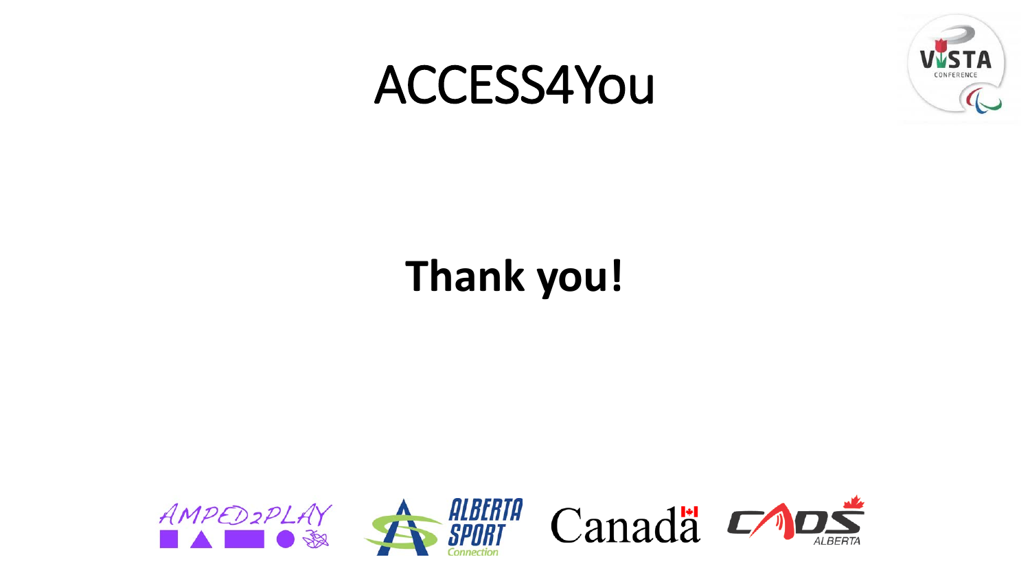# ACCESS4You

## Thank you!